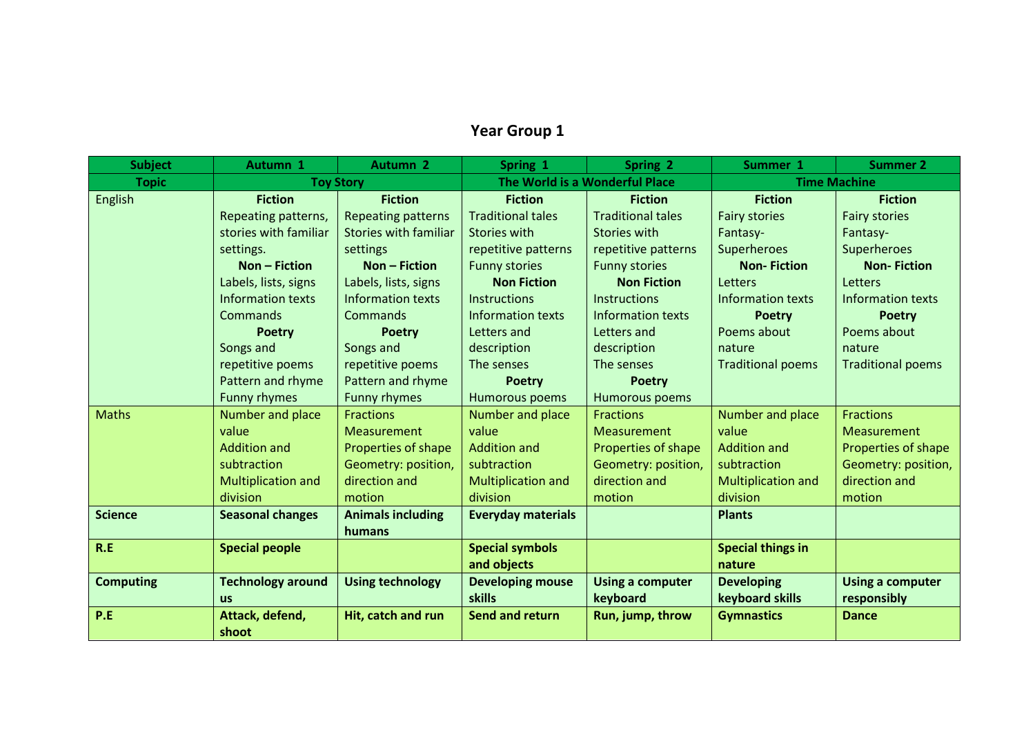# Year Group 1

| Subject | Autumn 1 | Autumn 2 | Spring 1 | Spring 2 | Summer 1 | Summer 2 |
|---|---|---|---|---|---|---|
| **Topic** | **Toy Story** | | **The World is a Wonderful Place** | | **Time Machine** | |
| English | **Fiction**<br>Repeating patterns, stories with familiar settings.<br>**Non – Fiction**<br>Labels, lists, signs<br>Information texts<br>Commands<br>**Poetry**<br>Songs and repetitive poems<br>Pattern and rhyme<br>Funny rhymes | **Fiction**<br>Repeating patterns<br>Stories with familiar settings<br>**Non – Fiction**<br>Labels, lists, signs<br>Information texts<br>Commands<br>**Poetry**<br>Songs and repetitive poems<br>Pattern and rhyme<br>Funny rhymes | **Fiction**<br>Traditional tales<br>Stories with repetitive patterns<br>Funny stories<br>**Non Fiction**<br>Instructions<br>Information texts<br>Letters and description<br>The senses<br>**Poetry**<br>Humorous poems | **Fiction**<br>Traditional tales<br>Stories with repetitive patterns<br>Funny stories<br>**Non Fiction**<br>Instructions<br>Information texts<br>Letters and description<br>The senses<br>**Poetry**<br>Humorous poems | **Fiction**<br>Fairy stories<br>Fantasy-Superheroes<br>**Non- Fiction**<br>Letters<br>Information texts<br>**Poetry**<br>Poems about nature<br>Traditional poems | **Fiction**<br>Fairy stories<br>Fantasy-Superheroes<br>**Non- Fiction**<br>Letters<br>Information texts<br>**Poetry**<br>Poems about nature<br>Traditional poems |
| Maths | Number and place value<br>Addition and subtraction<br>Multiplication and division | Fractions<br>Measurement<br>Properties of shape<br>Geometry: position, direction and motion | Number and place value<br>Addition and subtraction<br>Multiplication and division | Fractions<br>Measurement<br>Properties of shape<br>Geometry: position, direction and motion | Number and place value<br>Addition and subtraction<br>Multiplication and division | Fractions<br>Measurement<br>Properties of shape<br>Geometry: position, direction and motion |
| **Science** | **Seasonal changes** | **Animals including humans** | **Everyday materials** | | **Plants** | |
| **R.E** | **Special people** | | **Special symbols and objects** | | **Special things in nature** | |
| **Computing** | **Technology around us** | **Using technology** | **Developing mouse skills** | **Using a computer keyboard** | **Developing keyboard skills** | **Using a computer responsibly** |
| **P.E** | **Attack, defend, shoot** | **Hit, catch and run** | **Send and return** | **Run, jump, throw** | **Gymnastics** | **Dance** |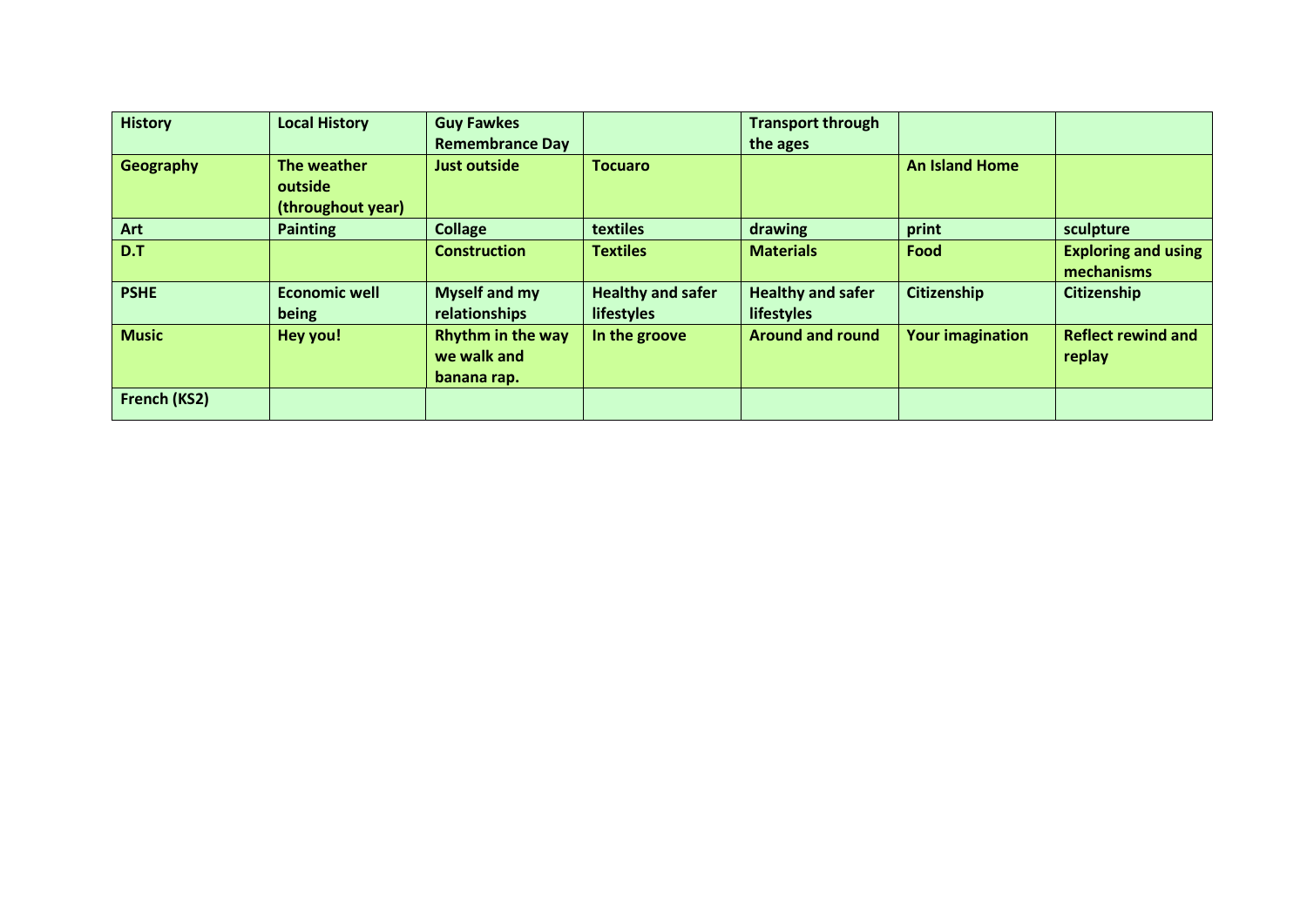| **History** | **Local History** | **Guy Fawkes Remembrance Day** | | **Transport through the ages** | | |
|---|---|---|---|---|---|---|
| **Geography** | **The weather outside (throughout year)** | **Just outside** | **Tocuaro** | | **An Island Home** | |
| **Art** | **Painting** | **Collage** | **textiles** | **drawing** | **print** | **sculpture** |
| **D.T** | | **Construction** | **Textiles** | **Materials** | **Food** | **Exploring and using mechanisms** |
| **PSHE** | **Economic well being** | **Myself and my relationships** | **Healthy and safer lifestyles** | **Healthy and safer lifestyles** | **Citizenship** | **Citizenship** |
| **Music** | **Hey you!** | **Rhythm in the way we walk and banana rap.** | **In the groove** | **Around and round** | **Your imagination** | **Reflect rewind and replay** |
| **French (KS2)** | | | | | | |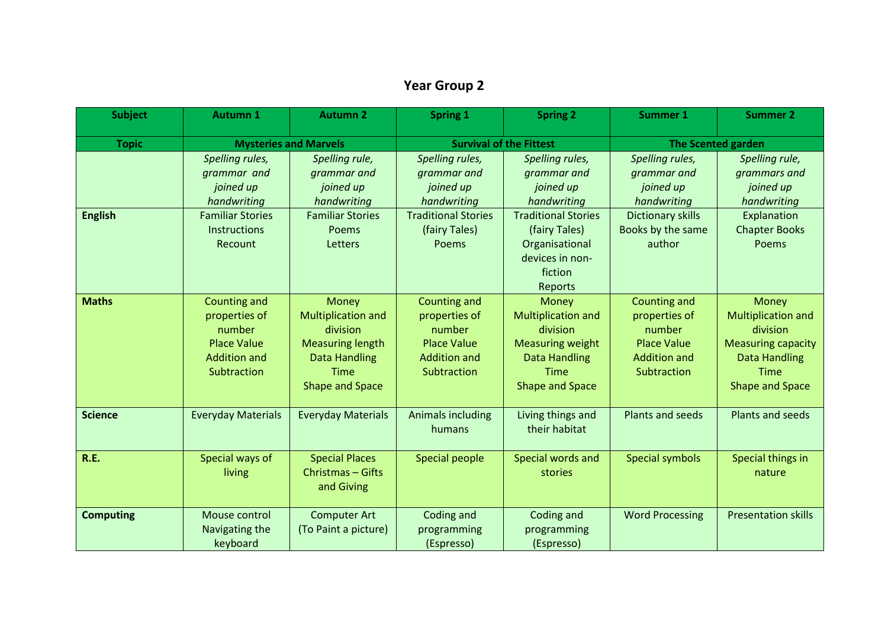# Year Group 2

| Subject | Autumn 1 | Autumn 2 | Spring 1 | Spring 2 | Summer 1 | Summer 2 |
|---|---|---|---|---|---|---|
| **Topic** | **Mysteries and Marvels** | | **Survival of the Fittest** | | **The Scented garden** | |
| **English** | *Spelling rules, grammar and joined up handwriting*<br>Familiar Stories<br>Instructions<br>Recount | *Spelling rule, grammar and joined up handwriting*<br>Familiar Stories<br>Poems<br>Letters | *Spelling rules, grammar and joined up handwriting*<br>Traditional Stories (fairy Tales)<br>Poems | *Spelling rules, grammar and joined up handwriting*<br>Traditional Stories (fairy Tales)<br>Organisational devices in non-fiction<br>Reports | *Spelling rules, grammar and joined up handwriting*<br>Dictionary skills<br>Books by the same author | *Spelling rule, grammars and joined up handwriting*<br>Explanation<br>Chapter Books<br>Poems |
| **Maths** | Counting and properties of number<br>Place Value<br>Addition and Subtraction | Money<br>Multiplication and division<br>Measuring length<br>Data Handling<br>Time<br>Shape and Space | Counting and properties of number<br>Place Value<br>Addition and Subtraction | Money<br>Multiplication and division<br>Measuring weight<br>Data Handling<br>Time<br>Shape and Space | Counting and properties of number<br>Place Value<br>Addition and Subtraction | Money<br>Multiplication and division<br>Measuring capacity<br>Data Handling<br>Time<br>Shape and Space |
| **Science** | Everyday Materials | Everyday Materials | Animals including humans | Living things and their habitat | Plants and seeds | Plants and seeds |
| **R.E.** | Special ways of living | Special Places<br>Christmas – Gifts and Giving | Special people | Special words and stories | Special symbols | Special things in nature |
| **Computing** | Mouse control<br>Navigating the keyboard | Computer Art<br>(To Paint a picture) | Coding and programming<br>(Espresso) | Coding and programming<br>(Espresso) | Word Processing | Presentation skills |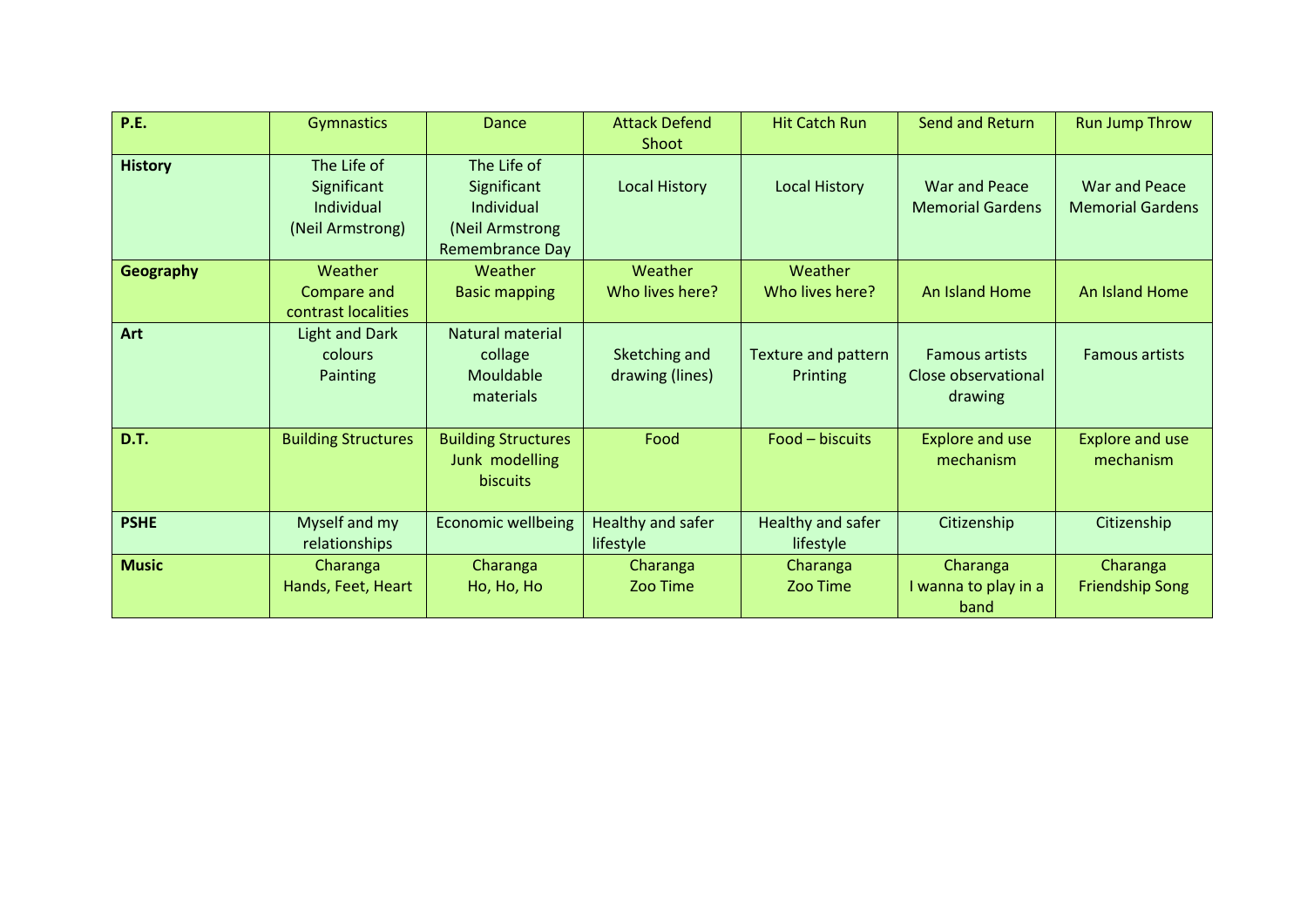| | | | | | | |
|---|---|---|---|---|---|---|
| **P.E.** | Gymnastics | Dance | Attack Defend Shoot | Hit Catch Run | Send and Return | Run Jump Throw |
| **History** | The Life of Significant Individual (Neil Armstrong) | The Life of Significant Individual (Neil Armstrong Remembrance Day | Local History | Local History | War and Peace Memorial Gardens | War and Peace Memorial Gardens |
| **Geography** | Weather Compare and contrast localities | Weather Basic mapping | Weather Who lives here? | Weather Who lives here? | An Island Home | An Island Home |
| **Art** | Light and Dark colours Painting | Natural material collage Mouldable materials | Sketching and drawing (lines) | Texture and pattern Printing | Famous artists Close observational drawing | Famous artists |
| **D.T.** | Building Structures | Building Structures Junk modelling biscuits | Food | Food – biscuits | Explore and use mechanism | Explore and use mechanism |
| **PSHE** | Myself and my relationships | Economic wellbeing | Healthy and safer lifestyle | Healthy and safer lifestyle | Citizenship | Citizenship |
| **Music** | Charanga Hands, Feet, Heart | Charanga Ho, Ho, Ho | Charanga Zoo Time | Charanga Zoo Time | Charanga I wanna to play in a band | Charanga Friendship Song |